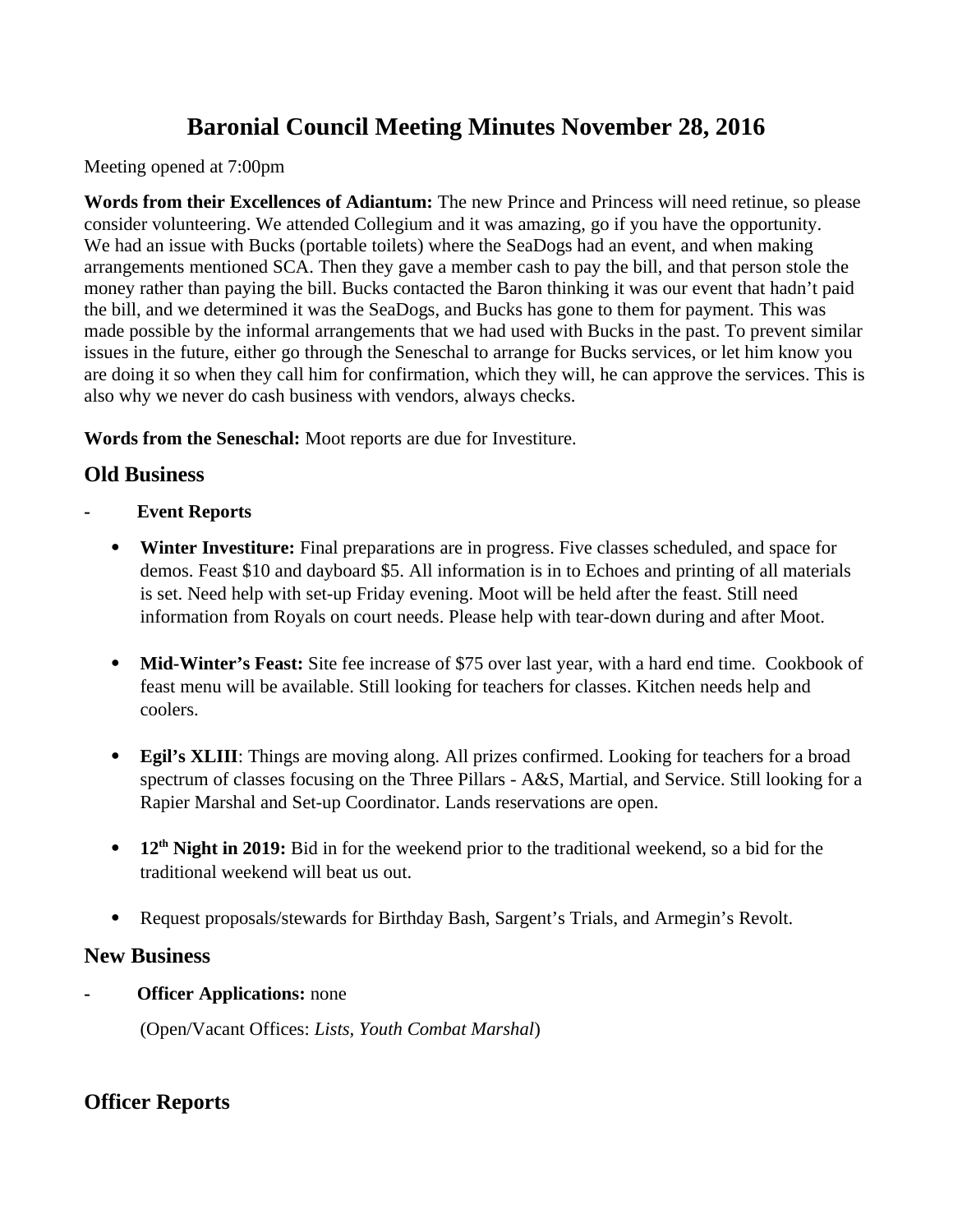# Baronial Council Meeting Minutes November 28, 2016

Meeting opened at 7:00pm

**Words from their Excellences of Adiantum:** The new Prince and Princess will need retinue, so please consider volunteering. We attended Collegium and it was amazing, go if you have the opportunity. We had an issue with Bucks (portable toilets) where the SeaDogs had an event, and when making arrangements mentioned SCA. Then they gave a member cash to pay the bill, and that person stole the money rather than paying the bill. Bucks contacted the Baron thinking it was our event that hadn't paid the bill, and we determined it was the SeaDogs, and Bucks has gone to them for payment. This was made possible by the informal arrangements that we had used with Bucks in the past. To prevent similar issues in the future, either go through the Seneschal to arrange for Bucks services, or let him know you are doing it so when they call him for confirmation, which they will, he can approve the services. This is also why we never do cash business with vendors, always checks.

**Words from the Seneschal:** Moot reports are due for Investiture.

## Old Business

- **Event Reports**
  - **Winter Investiture:** Final preparations are in progress. Five classes scheduled, and space for demos. Feast $10 and dayboard $5. All information is in to Echoes and printing of all materials is set. Need help with set-up Friday evening. Moot will be held after the feast. Still need information from Royals on court needs. Please help with tear-down during and after Moot.
  - **Mid-Winter's Feast:** Site fee increase of $75 over last year, with a hard end time. Cookbook of feast menu will be available. Still looking for teachers for classes. Kitchen needs help and coolers.
  - **Egil's XLIII**: Things are moving along. All prizes confirmed. Looking for teachers for a broad spectrum of classes focusing on the Three Pillars - A&S, Martial, and Service. Still looking for a Rapier Marshal and Set-up Coordinator. Lands reservations are open.
  - **12th Night in 2019:** Bid in for the weekend prior to the traditional weekend, so a bid for the traditional weekend will beat us out.
  - Request proposals/stewards for Birthday Bash, Sargent's Trials, and Armegin's Revolt.

## New Business

- **Officer Applications:** none

  (Open/Vacant Offices: *Lists, Youth Combat Marshal*)

## Officer Reports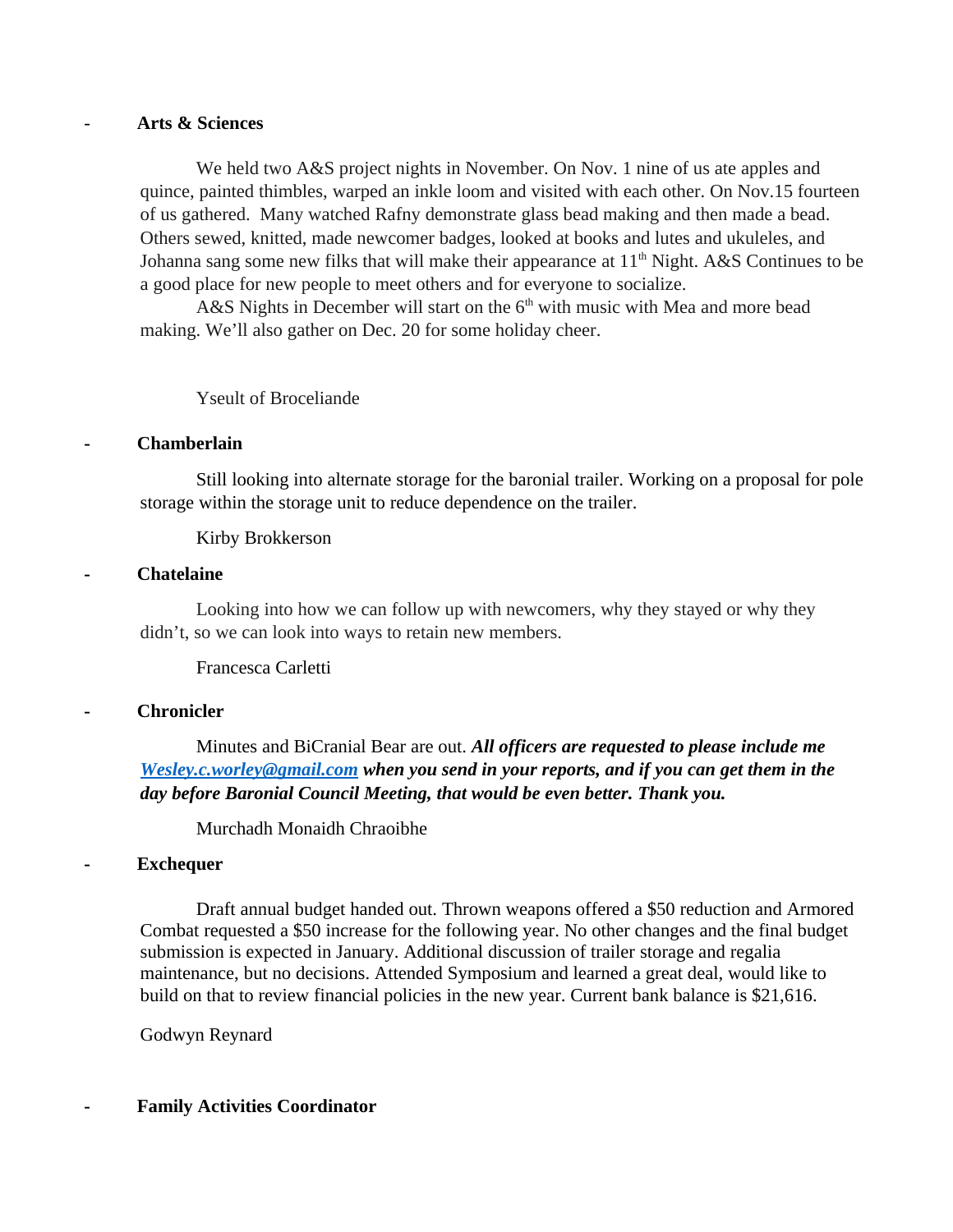- **Arts & Sciences**

We held two A&S project nights in November. On Nov. 1 nine of us ate apples and quince, painted thimbles, warped an inkle loom and visited with each other. On Nov.15 fourteen of us gathered. Many watched Rafny demonstrate glass bead making and then made a bead. Others sewed, knitted, made newcomer badges, looked at books and lutes and ukuleles, and Johanna sang some new filks that will make their appearance at 11th Night. A&S Continues to be a good place for new people to meet others and for everyone to socialize.

A&S Nights in December will start on the 6th with music with Mea and more bead making. We'll also gather on Dec. 20 for some holiday cheer.

Yseult of Broceliande

- **Chamberlain**

Still looking into alternate storage for the baronial trailer. Working on a proposal for pole storage within the storage unit to reduce dependence on the trailer.

Kirby Brokkerson

- **Chatelaine**

Looking into how we can follow up with newcomers, why they stayed or why they didn't, so we can look into ways to retain new members.

Francesca Carletti

- **Chronicler**

Minutes and BiCranial Bear are out. ***All officers are requested to please include me [Wesley.c.worley@gmail.com](mailto:Wesley.c.worley@gmail.com) when you send in your reports, and if you can get them in the day before Baronial Council Meeting, that would be even better. Thank you.***

Murchadh Monaidh Chraoibhe

- **Exchequer**

Draft annual budget handed out. Thrown weapons offered a $50 reduction and Armored Combat requested a $50 increase for the following year. No other changes and the final budget submission is expected in January. Additional discussion of trailer storage and regalia maintenance, but no decisions. Attended Symposium and learned a great deal, would like to build on that to review financial policies in the new year. Current bank balance is $21,616.

Godwyn Reynard

- **Family Activities Coordinator**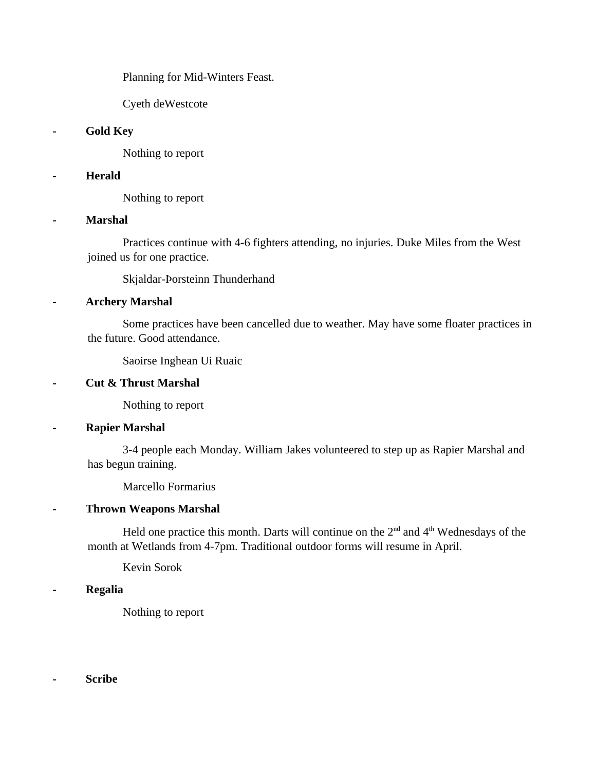Planning for Mid-Winters Feast.

Cyeth deWestcote

- **Gold Key**

  Nothing to report

- **Herald**

  Nothing to report

- **Marshal**

  Practices continue with 4-6 fighters attending, no injuries. Duke Miles from the West joined us for one practice.

  Skjaldar-Þorsteinn Thunderhand

- **Archery Marshal**

  Some practices have been cancelled due to weather. May have some floater practices in the future. Good attendance.

  Saoirse Inghean Ui Ruaic

- **Cut & Thrust Marshal**

  Nothing to report

- **Rapier Marshal**

  3-4 people each Monday. William Jakes volunteered to step up as Rapier Marshal and has begun training.

  Marcello Formarius

- **Thrown Weapons Marshal**

  Held one practice this month. Darts will continue on the 2nd and 4th Wednesdays of the month at Wetlands from 4-7pm. Traditional outdoor forms will resume in April.

  Kevin Sorok

- **Regalia**

  Nothing to report

- **Scribe**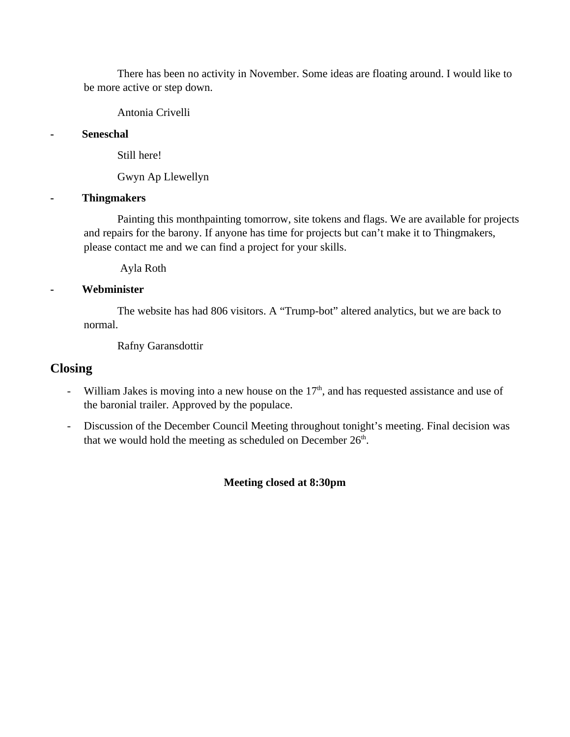There has been no activity in November. Some ideas are floating around. I would like to be more active or step down.

Antonia Crivelli

- **Seneschal**

  Still here!

  Gwyn Ap Llewellyn

- **Thingmakers**

  Painting this monthpainting tomorrow, site tokens and flags. We are available for projects and repairs for the barony. If anyone has time for projects but can't make it to Thingmakers, please contact me and we can find a project for your skills.

  Ayla Roth

- **Webminister**

  The website has had 806 visitors. A "Trump-bot" altered analytics, but we are back to normal.

  Rafny Garansdottir

## Closing

- William Jakes is moving into a new house on the 17th, and has requested assistance and use of the baronial trailer. Approved by the populace.
- Discussion of the December Council Meeting throughout tonight's meeting. Final decision was that we would hold the meeting as scheduled on December 26th.

**Meeting closed at 8:30pm**